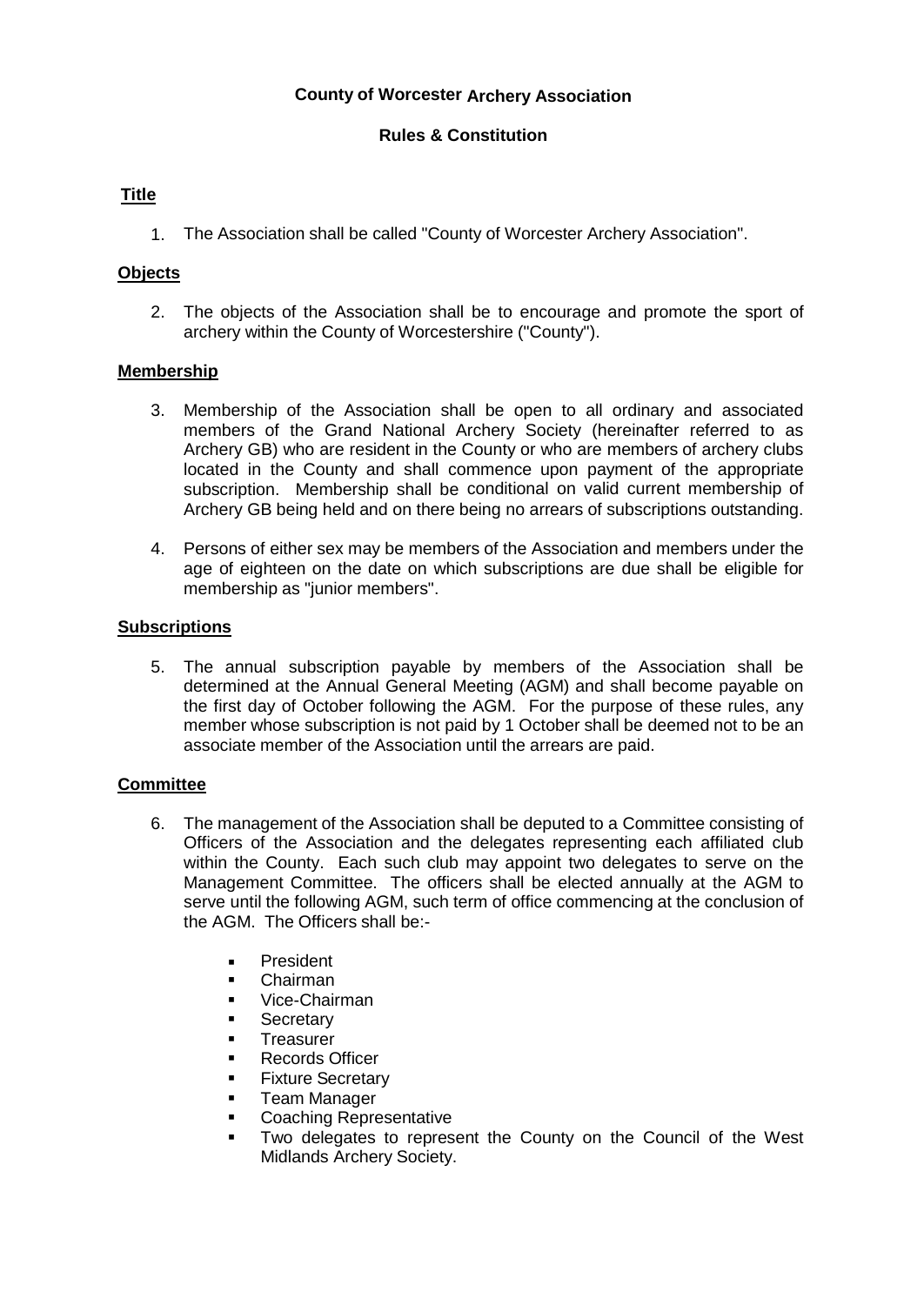# County of Worcester Archery Association

## Rules & Constitution

### Title

1. The Association shall be called "County of Worcester Archery Association".

### Objects

2. The objects of the Association shall be to encourage and promote the sport of archery within the County of Worcestershire ("County").

### Membership

3. Membership of the Association shall be open to all ordinary and associated members of the Grand National Archery Society (hereinafter referred to as Archery GB) who are resident in the County or who are members of archery clubs located in the County and shall commence upon payment of the appropriate subscription. Membership shall be conditional on valid current membership of Archery GB being held and on there being no arrears of subscriptions outstanding.

4. Persons of either sex may be members of the Association and members under the age of eighteen on the date on which subscriptions are due shall be eligible for membership as "junior members".

### Subscriptions

5. The annual subscription payable by members of the Association shall be determined at the Annual General Meeting (AGM) and shall become payable on the first day of October following the AGM. For the purpose of these rules, any member whose subscription is not paid by 1 October shall be deemed not to be an associate member of the Association until the arrears are paid.

### Committee

6. The management of the Association shall be deputed to a Committee consisting of Officers of the Association and the delegates representing each affiliated club within the County. Each such club may appoint two delegates to serve on the Management Committee. The officers shall be elected annually at the AGM to serve until the following AGM, such term of office commencing at the conclusion of the AGM. The Officers shall be:-

   - President
   - Chairman
   - Vice-Chairman
   - Secretary
   - Treasurer
   - Records Officer
   - Fixture Secretary
   - Team Manager
   - Coaching Representative
   - Two delegates to represent the County on the Council of the West Midlands Archery Society.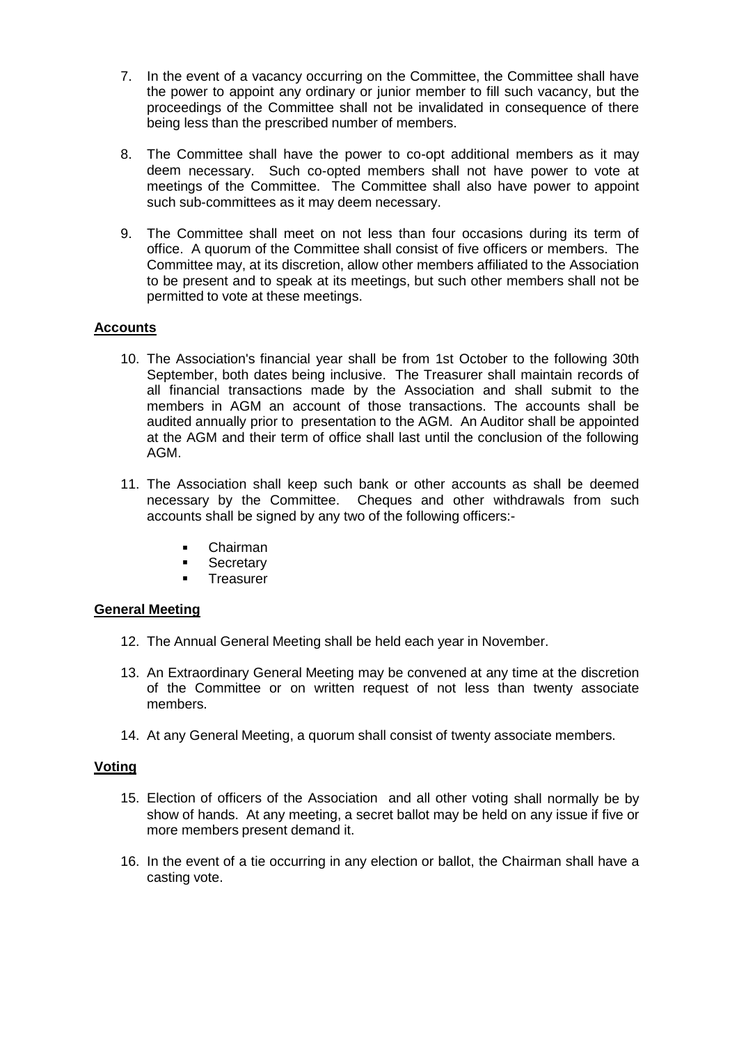7. In the event of a vacancy occurring on the Committee, the Committee shall have the power to appoint any ordinary or junior member to fill such vacancy, but the proceedings of the Committee shall not be invalidated in consequence of there being less than the prescribed number of members.

8. The Committee shall have the power to co-opt additional members as it may deem necessary. Such co-opted members shall not have power to vote at meetings of the Committee. The Committee shall also have power to appoint such sub-committees as it may deem necessary.

9. The Committee shall meet on not less than four occasions during its term of office. A quorum of the Committee shall consist of five officers or members. The Committee may, at its discretion, allow other members affiliated to the Association to be present and to speak at its meetings, but such other members shall not be permitted to vote at these meetings.

**Accounts**

10. The Association's financial year shall be from 1st October to the following 30th September, both dates being inclusive. The Treasurer shall maintain records of all financial transactions made by the Association and shall submit to the members in AGM an account of those transactions. The accounts shall be audited annually prior to presentation to the AGM. An Auditor shall be appointed at the AGM and their term of office shall last until the conclusion of the following AGM.

11. The Association shall keep such bank or other accounts as shall be deemed necessary by the Committee. Cheques and other withdrawals from such accounts shall be signed by any two of the following officers:-

    - Chairman
    - Secretary
    - Treasurer

**General Meeting**

12. The Annual General Meeting shall be held each year in November.

13. An Extraordinary General Meeting may be convened at any time at the discretion of the Committee or on written request of not less than twenty associate members.

14. At any General Meeting, a quorum shall consist of twenty associate members.

**Voting**

15. Election of officers of the Association and all other voting shall normally be by show of hands. At any meeting, a secret ballot may be held on any issue if five or more members present demand it.

16. In the event of a tie occurring in any election or ballot, the Chairman shall have a casting vote.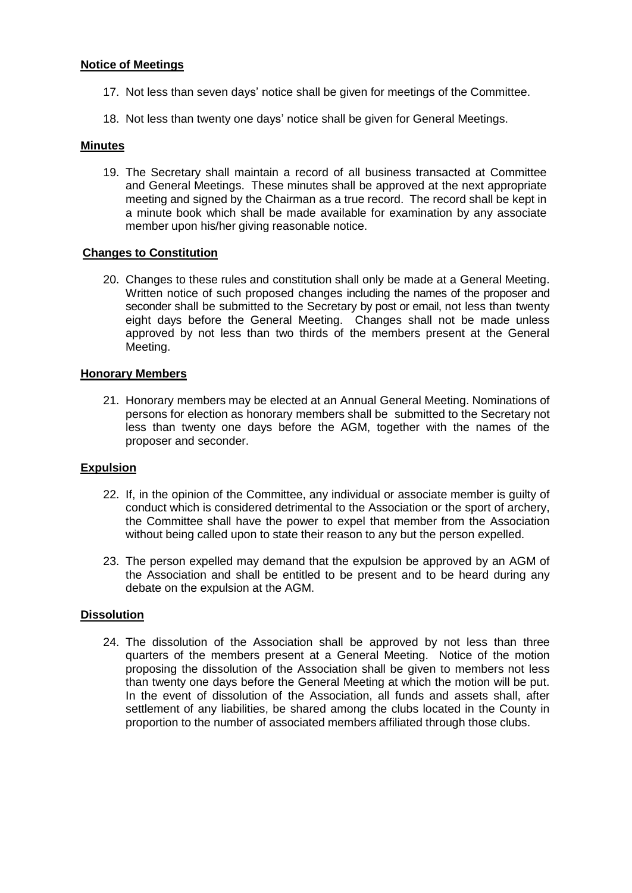**Notice of Meetings**

17. Not less than seven days' notice shall be given for meetings of the Committee.

18. Not less than twenty one days' notice shall be given for General Meetings.

**Minutes**

19. The Secretary shall maintain a record of all business transacted at Committee and General Meetings. These minutes shall be approved at the next appropriate meeting and signed by the Chairman as a true record. The record shall be kept in a minute book which shall be made available for examination by any associate member upon his/her giving reasonable notice.

**Changes to Constitution**

20. Changes to these rules and constitution shall only be made at a General Meeting. Written notice of such proposed changes including the names of the proposer and seconder shall be submitted to the Secretary by post or email, not less than twenty eight days before the General Meeting. Changes shall not be made unless approved by not less than two thirds of the members present at the General Meeting.

**Honorary Members**

21. Honorary members may be elected at an Annual General Meeting. Nominations of persons for election as honorary members shall be submitted to the Secretary not less than twenty one days before the AGM, together with the names of the proposer and seconder.

**Expulsion**

22. If, in the opinion of the Committee, any individual or associate member is guilty of conduct which is considered detrimental to the Association or the sport of archery, the Committee shall have the power to expel that member from the Association without being called upon to state their reason to any but the person expelled.

23. The person expelled may demand that the expulsion be approved by an AGM of the Association and shall be entitled to be present and to be heard during any debate on the expulsion at the AGM.

**Dissolution**

24. The dissolution of the Association shall be approved by not less than three quarters of the members present at a General Meeting. Notice of the motion proposing the dissolution of the Association shall be given to members not less than twenty one days before the General Meeting at which the motion will be put. In the event of dissolution of the Association, all funds and assets shall, after settlement of any liabilities, be shared among the clubs located in the County in proportion to the number of associated members affiliated through those clubs.